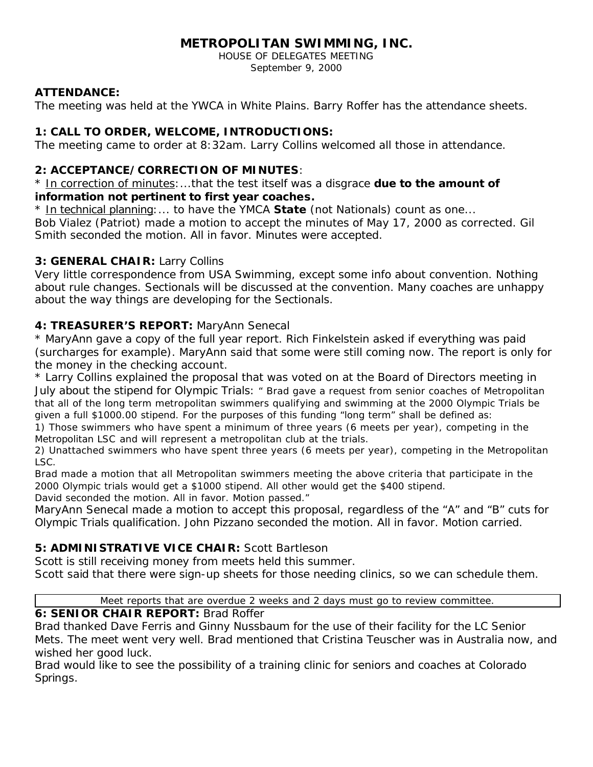# METROPOLITAN SWIMMING, INC.

HOUSE OF DELEGATES MEETING
September 9, 2000

**ATTENDANCE:**
The meeting was held at the YWCA in White Plains. Barry Roffer has the attendance sheets.

**1: CALL TO ORDER, WELCOME, INTRODUCTIONS:**
The meeting came to order at 8:32am. Larry Collins welcomed all those in attendance.

**2: ACCEPTANCE/CORRECTION OF MINUTES**:
* In correction of minutes:...that the test itself was a disgrace **due to the amount of information not pertinent to first year coaches.**
* In technical planning:... to have the YMCA **State** (not Nationals) count as one...
Bob Vialez (Patriot) made a motion to accept the minutes of May 17, 2000 as corrected. Gil Smith seconded the motion. All in favor. Minutes were accepted.

**3: GENERAL CHAIR:** Larry Collins
Very little correspondence from USA Swimming, except some info about convention. Nothing about rule changes. Sectionals will be discussed at the convention. Many coaches are unhappy about the way things are developing for the Sectionals.

**4: TREASURER'S REPORT:** MaryAnn Senecal
* MaryAnn gave a copy of the full year report. Rich Finkelstein asked if everything was paid (surcharges for example). MaryAnn said that some were still coming now. The report is only for the money in the checking account.
* Larry Collins explained the proposal that was voted on at the Board of Directors meeting in July about the stipend for Olympic Trials: " Brad gave a request from senior coaches of Metropolitan that all of the long term metropolitan swimmers qualifying and swimming at the 2000 Olympic Trials be given a full $1000.00 stipend. For the purposes of this funding "long term" shall be defined as:
1) Those swimmers who have spent a minimum of three years (6 meets per year), competing in the Metropolitan LSC and will represent a metropolitan club at the trials.
2) Unattached swimmers who have spent three years (6 meets per year), competing in the Metropolitan LSC.
Brad made a motion that all Metropolitan swimmers meeting the above criteria that participate in the 2000 Olympic trials would get a $1000 stipend. All other would get the $400 stipend.
David seconded the motion. All in favor. Motion passed."
MaryAnn Senecal made a motion to accept this proposal, regardless of the "A" and "B" cuts for Olympic Trials qualification. John Pizzano seconded the motion. All in favor. Motion carried.

**5: ADMINISTRATIVE VICE CHAIR:** Scott Bartleson
Scott is still receiving money from meets held this summer.
Scott said that there were sign-up sheets for those needing clinics, so we can schedule them.

| Meet reports that are overdue 2 weeks and 2 days must go to review committee. |
|---|

**6: SENIOR CHAIR REPORT:** Brad Roffer
Brad thanked Dave Ferris and Ginny Nussbaum for the use of their facility for the LC Senior Mets. The meet went very well. Brad mentioned that Cristina Teuscher was in Australia now, and wished her good luck.
Brad would like to see the possibility of a training clinic for seniors and coaches at Colorado Springs.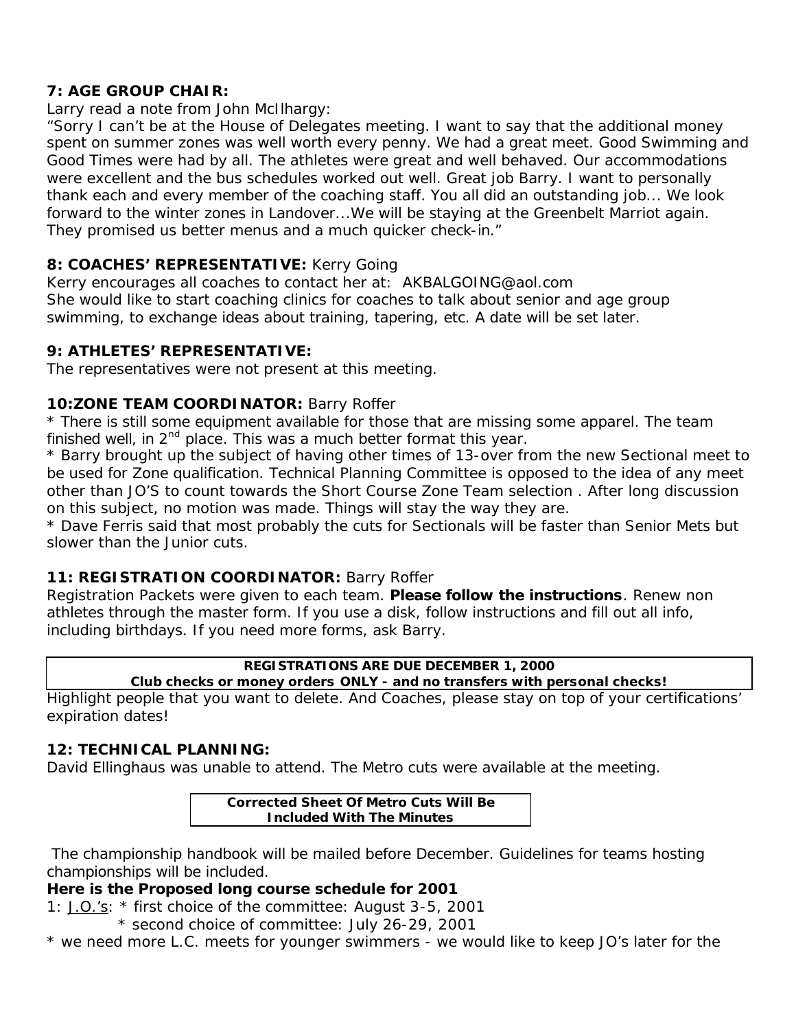### 7: AGE GROUP CHAIR:

Larry read a note from John McIlhargy:

"Sorry I can't be at the House of Delegates meeting. I want to say that the additional money spent on summer zones was well worth every penny. We had a great meet. Good Swimming and Good Times were had by all. The athletes were great and well behaved. Our accommodations were excellent and the bus schedules worked out well. Great job Barry. I want to personally thank each and every member of the coaching staff. You all did an outstanding job... We look forward to the winter zones in Landover...We will be staying at the Greenbelt Marriot again. They promised us better menus and a much quicker check-in."

### 8: COACHES' REPRESENTATIVE: Kerry Going

Kerry encourages all coaches to contact her at: AKBALGOING@aol.com
She would like to start coaching clinics for coaches to talk about senior and age group swimming, to exchange ideas about training, tapering, etc. A date will be set later.

### 9: ATHLETES' REPRESENTATIVE:

The representatives were not present at this meeting.

### 10:ZONE TEAM COORDINATOR: Barry Roffer

* There is still some equipment available for those that are missing some apparel. The team finished well, in 2nd place. This was a much better format this year.
* Barry brought up the subject of having other times of 13-over from the new Sectional meet to be used for Zone qualification. Technical Planning Committee is opposed to the idea of any meet other than JO'S to count towards the Short Course Zone Team selection . After long discussion on this subject, no motion was made. Things will stay the way they are.
* Dave Ferris said that most probably the cuts for Sectionals will be faster than Senior Mets but slower than the Junior cuts.

### 11: REGISTRATION COORDINATOR: Barry Roffer

Registration Packets were given to each team. **Please follow the instructions**. Renew non athletes through the master form. If you use a disk, follow instructions and fill out all info, including birthdays. If you need more forms, ask Barry.

**REGISTRATIONS ARE DUE DECEMBER 1, 2000**
**Club checks or money orders ONLY - and no transfers with personal checks!**

Highlight people that you want to delete. And Coaches, please stay on top of your certifications' expiration dates!

### 12: TECHNICAL PLANNING:

David Ellinghaus was unable to attend. The Metro cuts were available at the meeting.

**Corrected Sheet Of Metro Cuts Will Be Included With The Minutes**

The championship handbook will be mailed before December. Guidelines for teams hosting championships will be included.

**Here is the Proposed long course schedule for 2001**

1: J.O.'s: * first choice of the committee: August 3-5, 2001
* second choice of committee: July 26-29, 2001

* we need more L.C. meets for younger swimmers - we would like to keep JO's later for the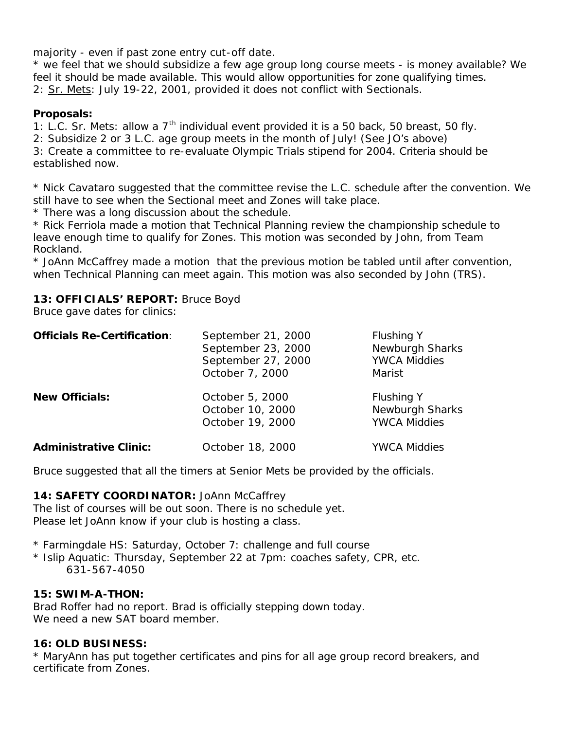majority - even if past zone entry cut-off date.

* we feel that we should subsidize a few age group long course meets - is money available? We feel it should be made available. This would allow opportunities for zone qualifying times.

2: Sr. Mets: July 19-22, 2001, provided it does not conflict with Sectionals.

**Proposals:**

1: L.C. Sr. Mets: allow a 7th individual event provided it is a 50 back, 50 breast, 50 fly.

2: Subsidize 2 or 3 L.C. age group meets in the month of July! (See JO's above)

3: Create a committee to re-evaluate Olympic Trials stipend for 2004. Criteria should be established now.

* Nick Cavataro suggested that the committee revise the L.C. schedule after the convention. We still have to see when the Sectional meet and Zones will take place.
* There was a long discussion about the schedule.
* Rick Ferriola made a motion that Technical Planning review the championship schedule to leave enough time to qualify for Zones. This motion was seconded by John, from Team Rockland.
* JoAnn McCaffrey made a motion that the previous motion be tabled until after convention, when Technical Planning can meet again. This motion was also seconded by John (TRS).

**13: OFFICIALS' REPORT:** Bruce Boyd

Bruce gave dates for clinics:

| | | |
|---|---|---|
| **Officials Re-Certification**: | September 21, 2000 | Flushing Y |
| | September 23, 2000 | Newburgh Sharks |
| | September 27, 2000 | YWCA Middies |
| | October 7, 2000 | Marist |
| **New Officials:** | October 5, 2000 | Flushing Y |
| | October 10, 2000 | Newburgh Sharks |
| | October 19, 2000 | YWCA Middies |
| **Administrative Clinic:** | October 18, 2000 | YWCA Middies |

Bruce suggested that all the timers at Senior Mets be provided by the officials.

**14: SAFETY COORDINATOR:** JoAnn McCaffrey

The list of courses will be out soon. There is no schedule yet.
Please let JoAnn know if your club is hosting a class.

* Farmingdale HS: Saturday, October 7: challenge and full course
* Islip Aquatic: Thursday, September 22 at 7pm: coaches safety, CPR, etc.
  631-567-4050

**15: SWIM-A-THON:**

Brad Roffer had no report. Brad is officially stepping down today.
We need a new SAT board member.

**16: OLD BUSINESS:**

* MaryAnn has put together certificates and pins for all age group record breakers, and certificate from Zones.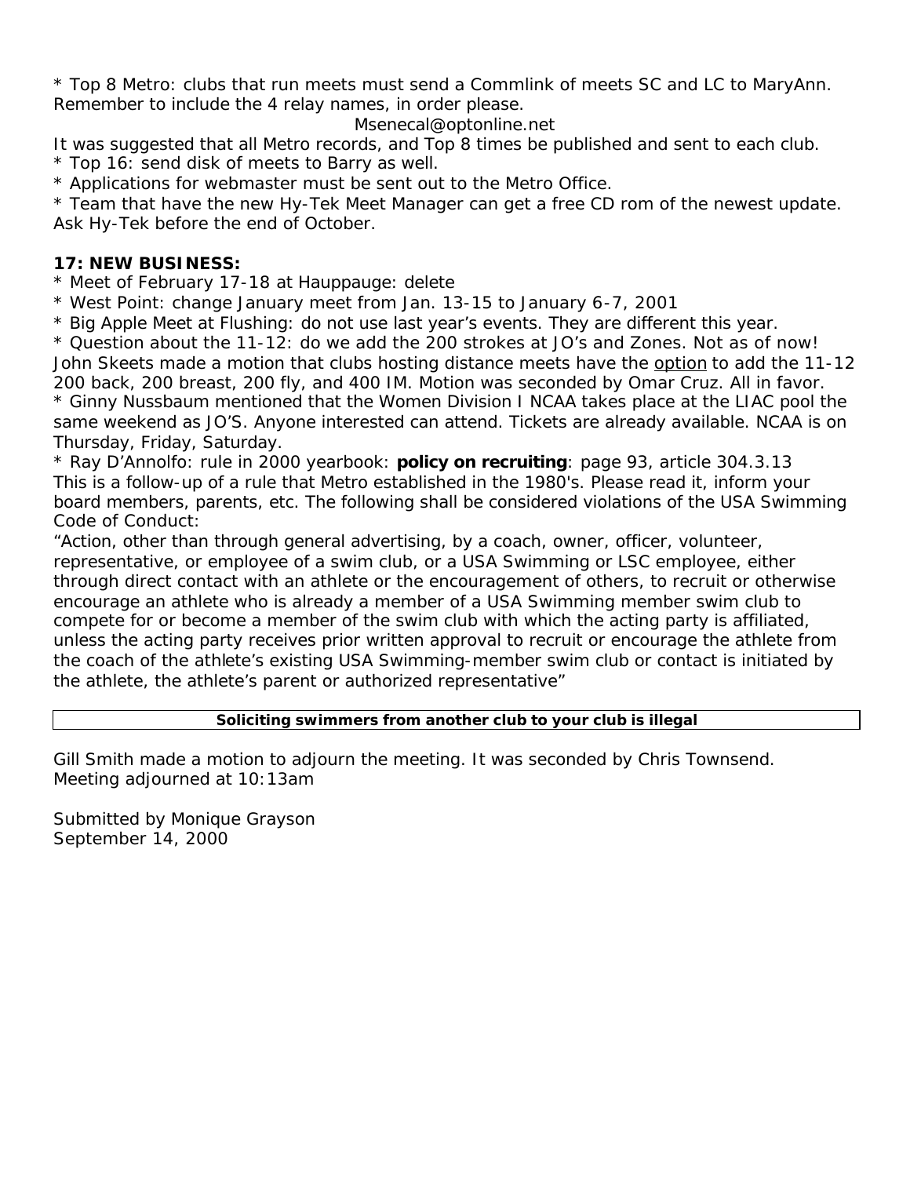* Top 8 Metro: clubs that run meets must send a Commlink of meets SC and LC to MaryAnn. Remember to include the 4 relay names, in order please.

Msenecal@optonline.net

It was suggested that all Metro records, and Top 8 times be published and sent to each club.

* Top 16: send disk of meets to Barry as well.
* Applications for webmaster must be sent out to the Metro Office.
* Team that have the new Hy-Tek Meet Manager can get a free CD rom of the newest update. Ask Hy-Tek before the end of October.

**17: NEW BUSINESS:**

* Meet of February 17-18 at Hauppauge: delete
* West Point: change January meet from Jan. 13-15 to January 6-7, 2001
* Big Apple Meet at Flushing: do not use last year's events. They are different this year.
* Question about the 11-12: do we add the 200 strokes at JO's and Zones. Not as of now! John Skeets made a motion that clubs hosting distance meets have the <u>option</u> to add the 11-12 200 back, 200 breast, 200 fly, and 400 IM. Motion was seconded by Omar Cruz. All in favor.
* Ginny Nussbaum mentioned that the Women Division I NCAA takes place at the LIAC pool the same weekend as JO'S. Anyone interested can attend. Tickets are already available. NCAA is on Thursday, Friday, Saturday.
* Ray D'Annolfo: rule in 2000 yearbook: **policy on recruiting**: page 93, article 304.3.13 This is a follow-up of a rule that Metro established in the 1980's. Please read it, inform your board members, parents, etc. The following shall be considered violations of the USA Swimming Code of Conduct:

"Action, other than through general advertising, by a coach, owner, officer, volunteer, representative, or employee of a swim club, or a USA Swimming or LSC employee, either through direct contact with an athlete or the encouragement of others, to recruit or otherwise encourage an athlete who is already a member of a USA Swimming member swim club to compete for or become a member of the swim club with which the acting party is affiliated, unless the acting party receives prior written approval to recruit or encourage the athlete from the coach of the athlete's existing USA Swimming-member swim club or contact is initiated by the athlete, the athlete's parent or authorized representative"

**Soliciting swimmers from another club to your club is illegal**

Gill Smith made a motion to adjourn the meeting. It was seconded by Chris Townsend. Meeting adjourned at 10:13am

Submitted by Monique Grayson
September 14, 2000